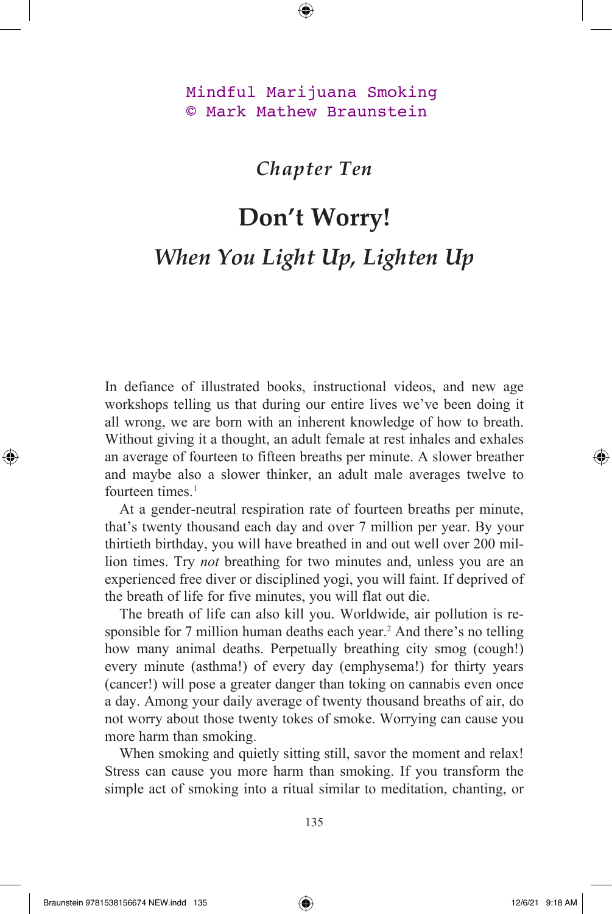Mindful Marijuana Smoking
© Mark Mathew Braunstein

*Chapter Ten*

# Don't Worry!

## *When You Light Up, Lighten Up*

In defiance of illustrated books, instructional videos, and new age workshops telling us that during our entire lives we've been doing it all wrong, we are born with an inherent knowledge of how to breath. Without giving it a thought, an adult female at rest inhales and exhales an average of fourteen to fifteen breaths per minute. A slower breather and maybe also a slower thinker, an adult male averages twelve to fourteen times.[1]

At a gender-neutral respiration rate of fourteen breaths per minute, that's twenty thousand each day and over 7 million per year. By your thirtieth birthday, you will have breathed in and out well over 200 million times. Try *not* breathing for two minutes and, unless you are an experienced free diver or disciplined yogi, you will faint. If deprived of the breath of life for five minutes, you will flat out die.

The breath of life can also kill you. Worldwide, air pollution is responsible for 7 million human deaths each year.[2] And there's no telling how many animal deaths. Perpetually breathing city smog (cough!) every minute (asthma!) of every day (emphysema!) for thirty years (cancer!) will pose a greater danger than toking on cannabis even once a day. Among your daily average of twenty thousand breaths of air, do not worry about those twenty tokes of smoke. Worrying can cause you more harm than smoking.

When smoking and quietly sitting still, savor the moment and relax! Stress can cause you more harm than smoking. If you transform the simple act of smoking into a ritual similar to meditation, chanting, or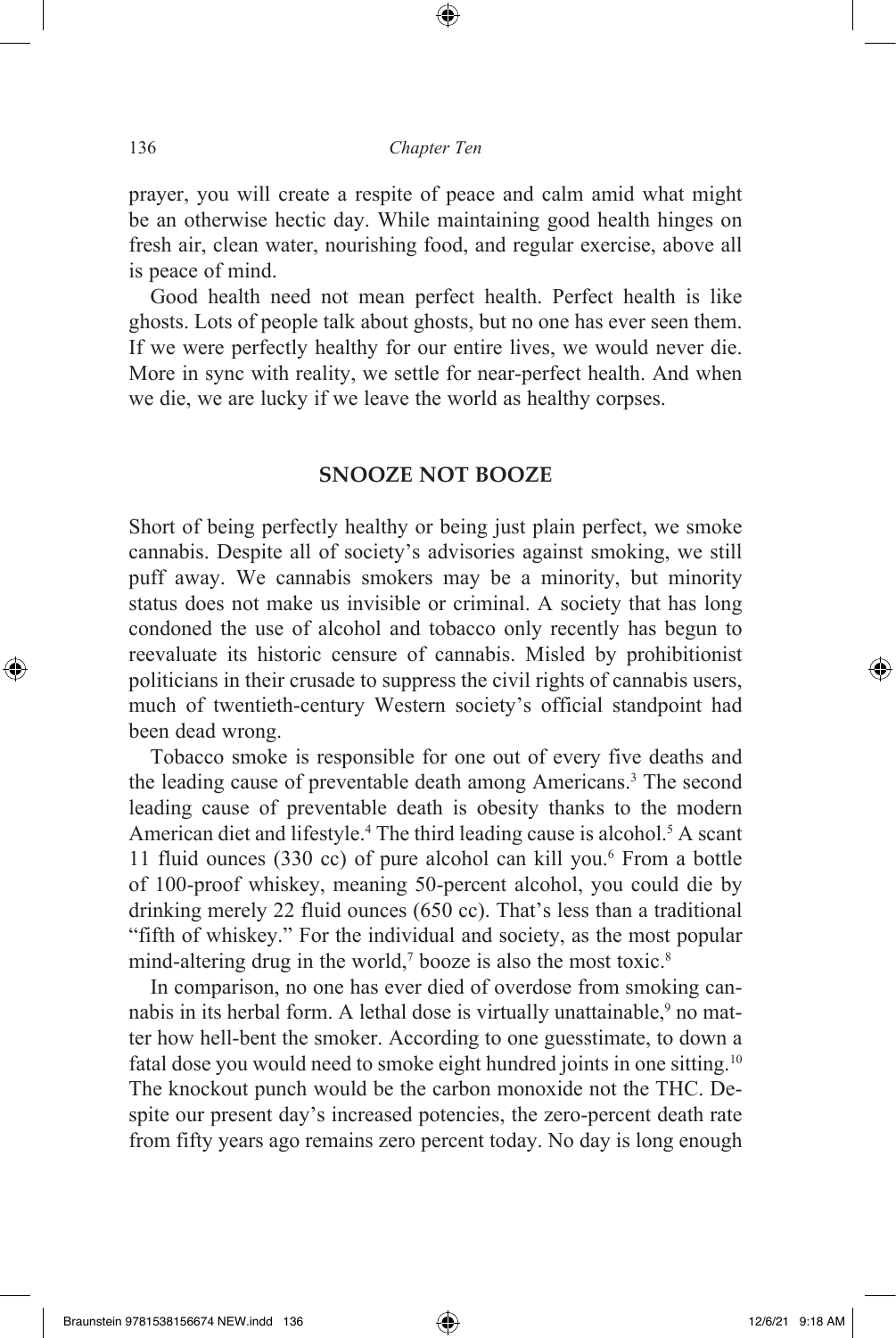prayer, you will create a respite of peace and calm amid what might be an otherwise hectic day. While maintaining good health hinges on fresh air, clean water, nourishing food, and regular exercise, above all is peace of mind.

Good health need not mean perfect health. Perfect health is like ghosts. Lots of people talk about ghosts, but no one has ever seen them. If we were perfectly healthy for our entire lives, we would never die. More in sync with reality, we settle for near-perfect health. And when we die, we are lucky if we leave the world as healthy corpses.

## SNOOZE NOT BOOZE

Short of being perfectly healthy or being just plain perfect, we smoke cannabis. Despite all of society's advisories against smoking, we still puff away. We cannabis smokers may be a minority, but minority status does not make us invisible or criminal. A society that has long condoned the use of alcohol and tobacco only recently has begun to reevaluate its historic censure of cannabis. Misled by prohibitionist politicians in their crusade to suppress the civil rights of cannabis users, much of twentieth-century Western society's official standpoint had been dead wrong.

Tobacco smoke is responsible for one out of every five deaths and the leading cause of preventable death among Americans.[3] The second leading cause of preventable death is obesity thanks to the modern American diet and lifestyle.[4] The third leading cause is alcohol.[5] A scant 11 fluid ounces (330 cc) of pure alcohol can kill you.[6] From a bottle of 100-proof whiskey, meaning 50-percent alcohol, you could die by drinking merely 22 fluid ounces (650 cc). That's less than a traditional "fifth of whiskey." For the individual and society, as the most popular mind-altering drug in the world,[7] booze is also the most toxic.[8]

In comparison, no one has ever died of overdose from smoking cannabis in its herbal form. A lethal dose is virtually unattainable,[9] no matter how hell-bent the smoker. According to one guesstimate, to down a fatal dose you would need to smoke eight hundred joints in one sitting.[10] The knockout punch would be the carbon monoxide not the THC. Despite our present day's increased potencies, the zero-percent death rate from fifty years ago remains zero percent today. No day is long enough